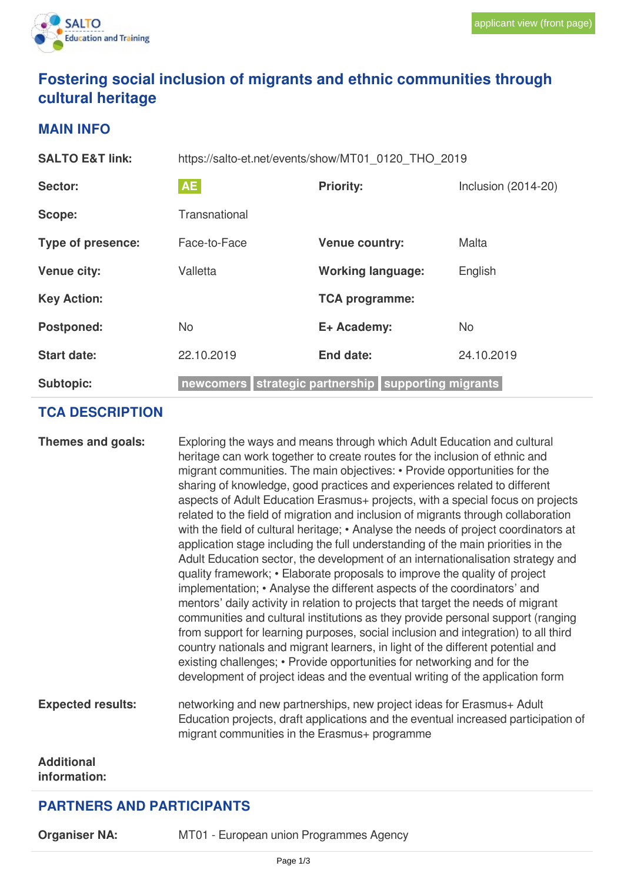applicant view (front page)

# Fostering social inclusion of migrants and ethnic communities through cultural heritage

## MAIN INFO

| | | | |
|---|---|---|---|
| **SALTO E&T link:** | https://salto-et.net/events/show/MT01_0120_THO_2019 | | |
| **Sector:** | AE | **Priority:** | Inclusion (2014-20) |
| **Scope:** | Transnational | | |
| **Type of presence:** | Face-to-Face | **Venue country:** | Malta |
| **Venue city:** | Valletta | **Working language:** | English |
| **Key Action:** | | **TCA programme:** | |
| **Postponed:** | No | **E+ Academy:** | No |
| **Start date:** | 22.10.2019 | **End date:** | 24.10.2019 |
| **Subtopic:** | newcomers, strategic partnership, supporting migrants | | |

## TCA DESCRIPTION

**Themes and goals:** Exploring the ways and means through which Adult Education and cultural heritage can work together to create routes for the inclusion of ethnic and migrant communities. The main objectives: • Provide opportunities for the sharing of knowledge, good practices and experiences related to different aspects of Adult Education Erasmus+ projects, with a special focus on projects related to the field of migration and inclusion of migrants through collaboration with the field of cultural heritage; • Analyse the needs of project coordinators at application stage including the full understanding of the main priorities in the Adult Education sector, the development of an internationalisation strategy and quality framework; • Elaborate proposals to improve the quality of project implementation; • Analyse the different aspects of the coordinators' and mentors' daily activity in relation to projects that target the needs of migrant communities and cultural institutions as they provide personal support (ranging from support for learning purposes, social inclusion and integration) to all third country nationals and migrant learners, in light of the different potential and existing challenges; • Provide opportunities for networking and for the development of project ideas and the eventual writing of the application form

**Expected results:** networking and new partnerships, new project ideas for Erasmus+ Adult Education projects, draft applications and the eventual increased participation of migrant communities in the Erasmus+ programme

**Additional information:**

## PARTNERS AND PARTICIPANTS

**Organiser NA:** MT01 - European union Programmes Agency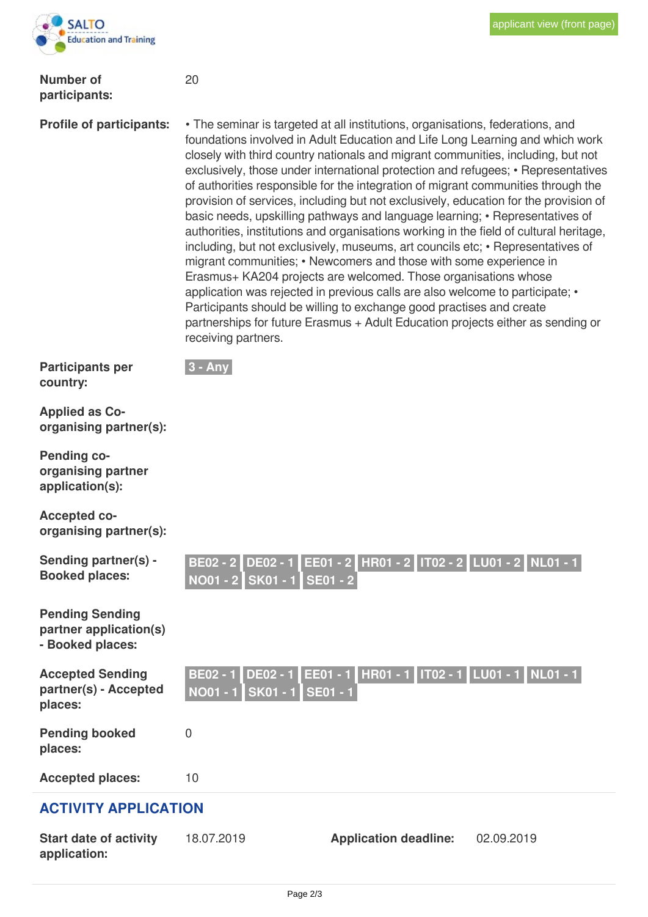applicant view (front page)

**Number of participants:** 20

**Profile of participants:** • The seminar is targeted at all institutions, organisations, federations, and foundations involved in Adult Education and Life Long Learning and which work closely with third country nationals and migrant communities, including, but not exclusively, those under international protection and refugees; • Representatives of authorities responsible for the integration of migrant communities through the provision of services, including but not exclusively, education for the provision of basic needs, upskilling pathways and language learning; • Representatives of authorities, institutions and organisations working in the field of cultural heritage, including, but not exclusively, museums, art councils etc; • Representatives of migrant communities; • Newcomers and those with some experience in Erasmus+ KA204 projects are welcomed. Those organisations whose application was rejected in previous calls are also welcome to participate; • Participants should be willing to exchange good practises and create partnerships for future Erasmus + Adult Education projects either as sending or receiving partners.

**Participants per country:** 3 - Any

**Applied as Co-organising partner(s):**

**Pending co-organising partner application(s):**

**Accepted co-organising partner(s):**

**Sending partner(s) - Booked places:** BE02 - 2 DE02 - 1 EE01 - 2 HR01 - 2 IT02 - 2 LU01 - 2 NL01 - 1 NO01 - 2 SK01 - 1 SE01 - 2

**Pending Sending partner application(s) - Booked places:**

**Accepted Sending partner(s) - Accepted places:** BE02 - 1 DE02 - 1 EE01 - 1 HR01 - 1 IT02 - 1 LU01 - 1 NL01 - 1 NO01 - 1 SK01 - 1 SE01 - 1

**Pending booked places:** 0

**Accepted places:** 10

## ACTIVITY APPLICATION

**Start date of activity application:** 18.07.2019

**Application deadline:** 02.09.2019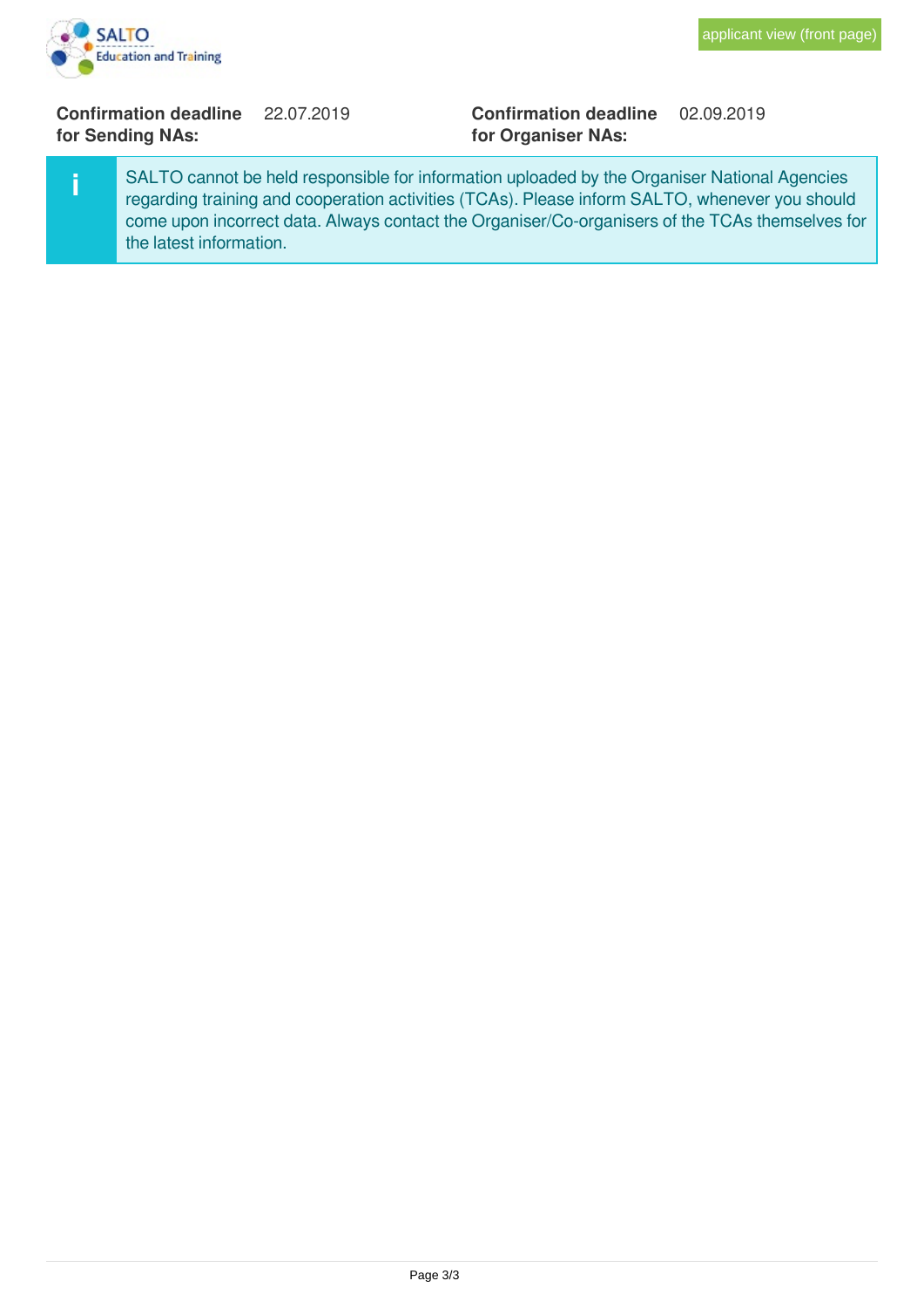**Confirmation deadline for Sending NAs:** 22.07.2019

**Confirmation deadline for Organiser NAs:** 02.09.2019

SALTO cannot be held responsible for information uploaded by the Organiser National Agencies regarding training and cooperation activities (TCAs). Please inform SALTO, whenever you should come upon incorrect data. Always contact the Organiser/Co-organisers of the TCAs themselves for the latest information.